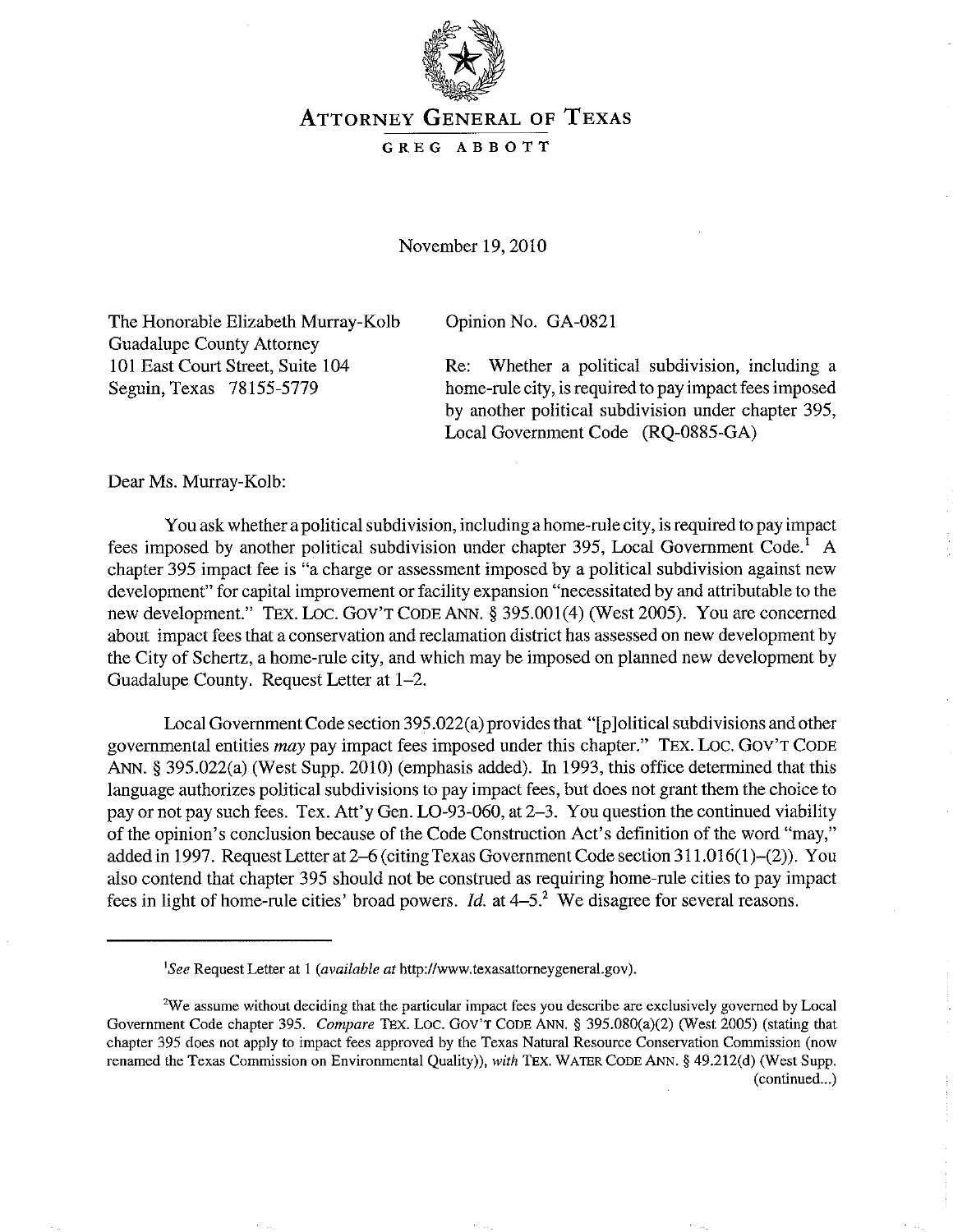# ATTORNEY GENERAL OF TEXAS

GREG ABBOTT

November 19, 2010

The Honorable Elizabeth Murray-Kolb
Guadalupe County Attorney
101 East Court Street, Suite 104
Seguin, Texas 78155-5779

Opinion No. GA-0821

Re: Whether a political subdivision, including a home-rule city, is required to pay impact fees imposed by another political subdivision under chapter 395, Local Government Code (RQ-0885-GA)

Dear Ms. Murray-Kolb:

You ask whether a political subdivision, including a home-rule city, is required to pay impact fees imposed by another political subdivision under chapter 395, Local Government Code.[1] A chapter 395 impact fee is "a charge or assessment imposed by a political subdivision against new development" for capital improvement or facility expansion "necessitated by and attributable to the new development." TEX. LOC. GOV'T CODE ANN. § 395.001(4) (West 2005). You are concerned about impact fees that a conservation and reclamation district has assessed on new development by the City of Schertz, a home-rule city, and which may be imposed on planned new development by Guadalupe County. Request Letter at 1–2.

Local Government Code section 395.022(a) provides that "[p]olitical subdivisions and other governmental entities *may* pay impact fees imposed under this chapter." TEX. LOC. GOV'T CODE ANN. § 395.022(a) (West Supp. 2010) (emphasis added). In 1993, this office determined that this language authorizes political subdivisions to pay impact fees, but does not grant them the choice to pay or not pay such fees. Tex. Att'y Gen. LO-93-060, at 2–3. You question the continued viability of the opinion's conclusion because of the Code Construction Act's definition of the word "may," added in 1997. Request Letter at 2–6 (citing Texas Government Code section 311.016(1)–(2)). You also contend that chapter 395 should not be construed as requiring home-rule cities to pay impact fees in light of home-rule cities' broad powers. *Id.* at 4–5.[2] We disagree for several reasons.

---

[1] *See* Request Letter at 1 (*available at* http://www.texasattorneygeneral.gov).

[2] We assume without deciding that the particular impact fees you describe are exclusively governed by Local Government Code chapter 395. *Compare* TEX. LOC. GOV'T CODE ANN. § 395.080(a)(2) (West 2005) (stating that chapter 395 does not apply to impact fees approved by the Texas Natural Resource Conservation Commission (now renamed the Texas Commission on Environmental Quality)), *with* TEX. WATER CODE ANN. § 49.212(d) (West Supp. (continued...)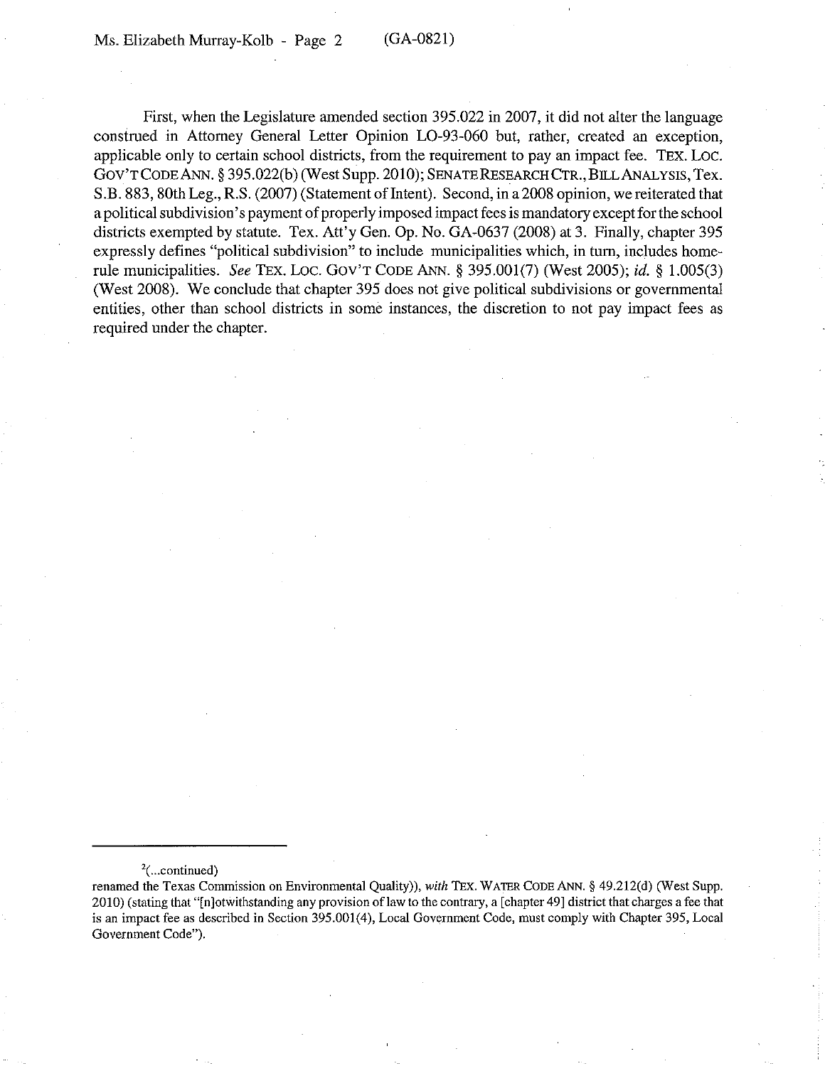First, when the Legislature amended section 395.022 in 2007, it did not alter the language construed in Attorney General Letter Opinion LO-93-060 but, rather, created an exception, applicable only to certain school districts, from the requirement to pay an impact fee. TEX. LOC. GOV'T CODE ANN. § 395.022(b) (West Supp. 2010); SENATE RESEARCH CTR., BILL ANALYSIS, Tex. S.B. 883, 80th Leg., R.S. (2007) (Statement of Intent). Second, in a 2008 opinion, we reiterated that a political subdivision's payment of properly imposed impact fees is mandatory except for the school districts exempted by statute. Tex. Att'y Gen. Op. No. GA-0637 (2008) at 3. Finally, chapter 395 expressly defines "political subdivision" to include municipalities which, in turn, includes home-rule municipalities. *See* TEX. LOC. GOV'T CODE ANN. § 395.001(7) (West 2005); *id.* § 1.005(3) (West 2008). We conclude that chapter 395 does not give political subdivisions or governmental entities, other than school districts in some instances, the discretion to not pay impact fees as required under the chapter.

---

[2](...continued)

renamed the Texas Commission on Environmental Quality)), *with* TEX. WATER CODE ANN. § 49.212(d) (West Supp. 2010) (stating that "[n]otwithstanding any provision of law to the contrary, a [chapter 49] district that charges a fee that is an impact fee as described in Section 395.001(4), Local Government Code, must comply with Chapter 395, Local Government Code").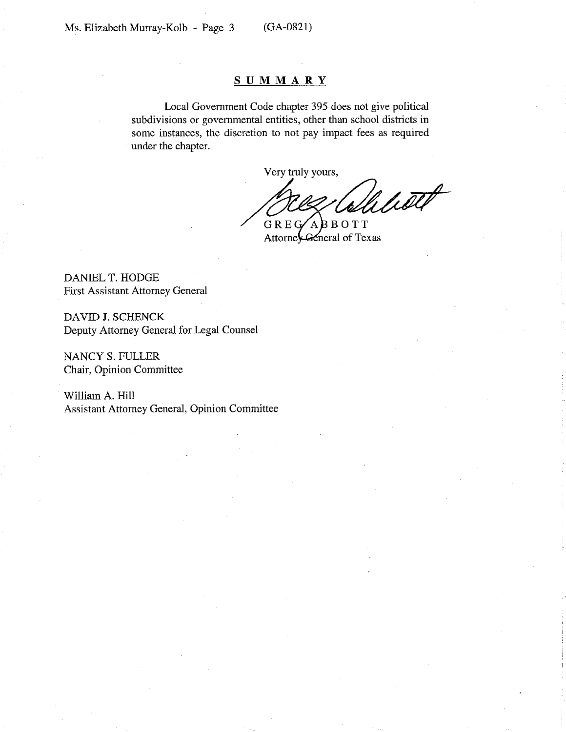## SUMMARY

Local Government Code chapter 395 does not give political subdivisions or governmental entities, other than school districts in some instances, the discretion to not pay impact fees as required under the chapter.

Very truly yours,

GREG ABBOTT
Attorney General of Texas

DANIEL T. HODGE
First Assistant Attorney General

DAVID J. SCHENCK
Deputy Attorney General for Legal Counsel

NANCY S. FULLER
Chair, Opinion Committee

William A. Hill
Assistant Attorney General, Opinion Committee